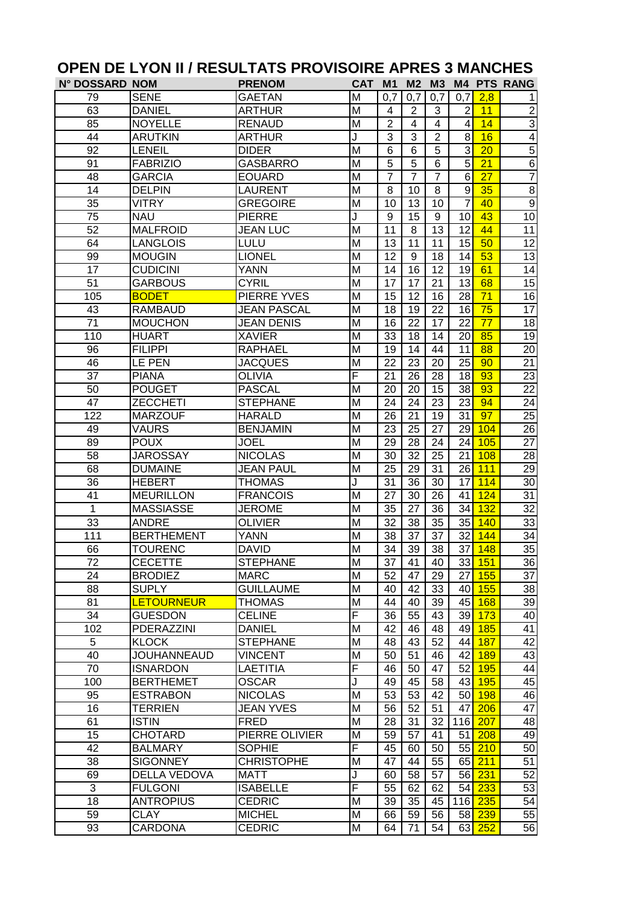# OPEN DE LYON II / RESULTATS PROVISOIRE APRES 3 MANCHES

| N° DOSSARD | NOM | PRENOM | CAT | M1 | M2 | M3 | M4 | PTS | RANG |
|---|---|---|---|---|---|---|---|---|---|
| 79 | SENE | GAETAN | M | 0,7 | 0,7 | 0,7 | 0,7 | 2,8 | 1 |
| 63 | DANIEL | ARTHUR | M | 4 | 2 | 3 | 2 | 11 | 2 |
| 85 | NOYELLE | RENAUD | M | 2 | 4 | 4 | 4 | 14 | 3 |
| 44 | ARUTKIN | ARTHUR | J | 3 | 3 | 2 | 8 | 16 | 4 |
| 92 | LENEIL | DIDER | M | 6 | 6 | 5 | 3 | 20 | 5 |
| 91 | FABRIZIO | GASBARRO | M | 5 | 5 | 6 | 5 | 21 | 6 |
| 48 | GARCIA | EOUARD | M | 7 | 7 | 7 | 6 | 27 | 7 |
| 14 | DELPIN | LAURENT | M | 8 | 10 | 8 | 9 | 35 | 8 |
| 35 | VITRY | GREGOIRE | M | 10 | 13 | 10 | 7 | 40 | 9 |
| 75 | NAU | PIERRE | J | 9 | 15 | 9 | 10 | 43 | 10 |
| 52 | MALFROID | JEAN LUC | M | 11 | 8 | 13 | 12 | 44 | 11 |
| 64 | LANGLOIS | LULU | M | 13 | 11 | 11 | 15 | 50 | 12 |
| 99 | MOUGIN | LIONEL | M | 12 | 9 | 18 | 14 | 53 | 13 |
| 17 | CUDICINI | YANN | M | 14 | 16 | 12 | 19 | 61 | 14 |
| 51 | GARBOUS | CYRIL | M | 17 | 17 | 21 | 13 | 68 | 15 |
| 105 | BODET | PIERRE YVES | M | 15 | 12 | 16 | 28 | 71 | 16 |
| 43 | RAMBAUD | JEAN PASCAL | M | 18 | 19 | 22 | 16 | 75 | 17 |
| 71 | MOUCHON | JEAN DENIS | M | 16 | 22 | 17 | 22 | 77 | 18 |
| 110 | HUART | XAVIER | M | 33 | 18 | 14 | 20 | 85 | 19 |
| 96 | FILIPPI | RAPHAEL | M | 19 | 14 | 44 | 11 | 88 | 20 |
| 46 | LE PEN | JACQUES | M | 22 | 23 | 20 | 25 | 90 | 21 |
| 37 | PIANA | OLIVIA | F | 21 | 26 | 28 | 18 | 93 | 23 |
| 50 | POUGET | PASCAL | M | 20 | 20 | 15 | 38 | 93 | 22 |
| 47 | ZECCHETI | STEPHANE | M | 24 | 24 | 23 | 23 | 94 | 24 |
| 122 | MARZOUF | HARALD | M | 26 | 21 | 19 | 31 | 97 | 25 |
| 49 | VAURS | BENJAMIN | M | 23 | 25 | 27 | 29 | 104 | 26 |
| 89 | POUX | JOEL | M | 29 | 28 | 24 | 24 | 105 | 27 |
| 58 | JAROSSAY | NICOLAS | M | 30 | 32 | 25 | 21 | 108 | 28 |
| 68 | DUMAINE | JEAN PAUL | M | 25 | 29 | 31 | 26 | 111 | 29 |
| 36 | HEBERT | THOMAS | J | 31 | 36 | 30 | 17 | 114 | 30 |
| 41 | MEURILLON | FRANCOIS | M | 27 | 30 | 26 | 41 | 124 | 31 |
| 1 | MASSIASSE | JEROME | M | 35 | 27 | 36 | 34 | 132 | 32 |
| 33 | ANDRE | OLIVIER | M | 32 | 38 | 35 | 35 | 140 | 33 |
| 111 | BERTHEMENT | YANN | M | 38 | 37 | 37 | 32 | 144 | 34 |
| 66 | TOURENC | DAVID | M | 34 | 39 | 38 | 37 | 148 | 35 |
| 72 | CECETTE | STEPHANE | M | 37 | 41 | 40 | 33 | 151 | 36 |
| 24 | BRODIEZ | MARC | M | 52 | 47 | 29 | 27 | 155 | 37 |
| 88 | SUPLY | GUILLAUME | M | 40 | 42 | 33 | 40 | 155 | 38 |
| 81 | LETOURNEUR | THOMAS | M | 44 | 40 | 39 | 45 | 168 | 39 |
| 34 | GUESDON | CELINE | F | 36 | 55 | 43 | 39 | 173 | 40 |
| 102 | PDERAZZINI | DANIEL | M | 42 | 46 | 48 | 49 | 185 | 41 |
| 5 | KLOCK | STEPHANE | M | 48 | 43 | 52 | 44 | 187 | 42 |
| 40 | JOUHANNEAUD | VINCENT | M | 50 | 51 | 46 | 42 | 189 | 43 |
| 70 | ISNARDON | LAETITIA | F | 46 | 50 | 47 | 52 | 195 | 44 |
| 100 | BERTHEMET | OSCAR | J | 49 | 45 | 58 | 43 | 195 | 45 |
| 95 | ESTRABON | NICOLAS | M | 53 | 53 | 42 | 50 | 198 | 46 |
| 16 | TERRIEN | JEAN YVES | M | 56 | 52 | 51 | 47 | 206 | 47 |
| 61 | ISTIN | FRED | M | 28 | 31 | 32 | 116 | 207 | 48 |
| 15 | CHOTARD | PIERRE OLIVIER | M | 59 | 57 | 41 | 51 | 208 | 49 |
| 42 | BALMARY | SOPHIE | F | 45 | 60 | 50 | 55 | 210 | 50 |
| 38 | SIGONNEY | CHRISTOPHE | M | 47 | 44 | 55 | 65 | 211 | 51 |
| 69 | DELLA VEDOVA | MATT | J | 60 | 58 | 57 | 56 | 231 | 52 |
| 3 | FULGONI | ISABELLE | F | 55 | 62 | 62 | 54 | 233 | 53 |
| 18 | ANTROPIUS | CEDRIC | M | 39 | 35 | 45 | 116 | 235 | 54 |
| 59 | CLAY | MICHEL | M | 66 | 59 | 56 | 58 | 239 | 55 |
| 93 | CARDONA | CEDRIC | M | 64 | 71 | 54 | 63 | 252 | 56 |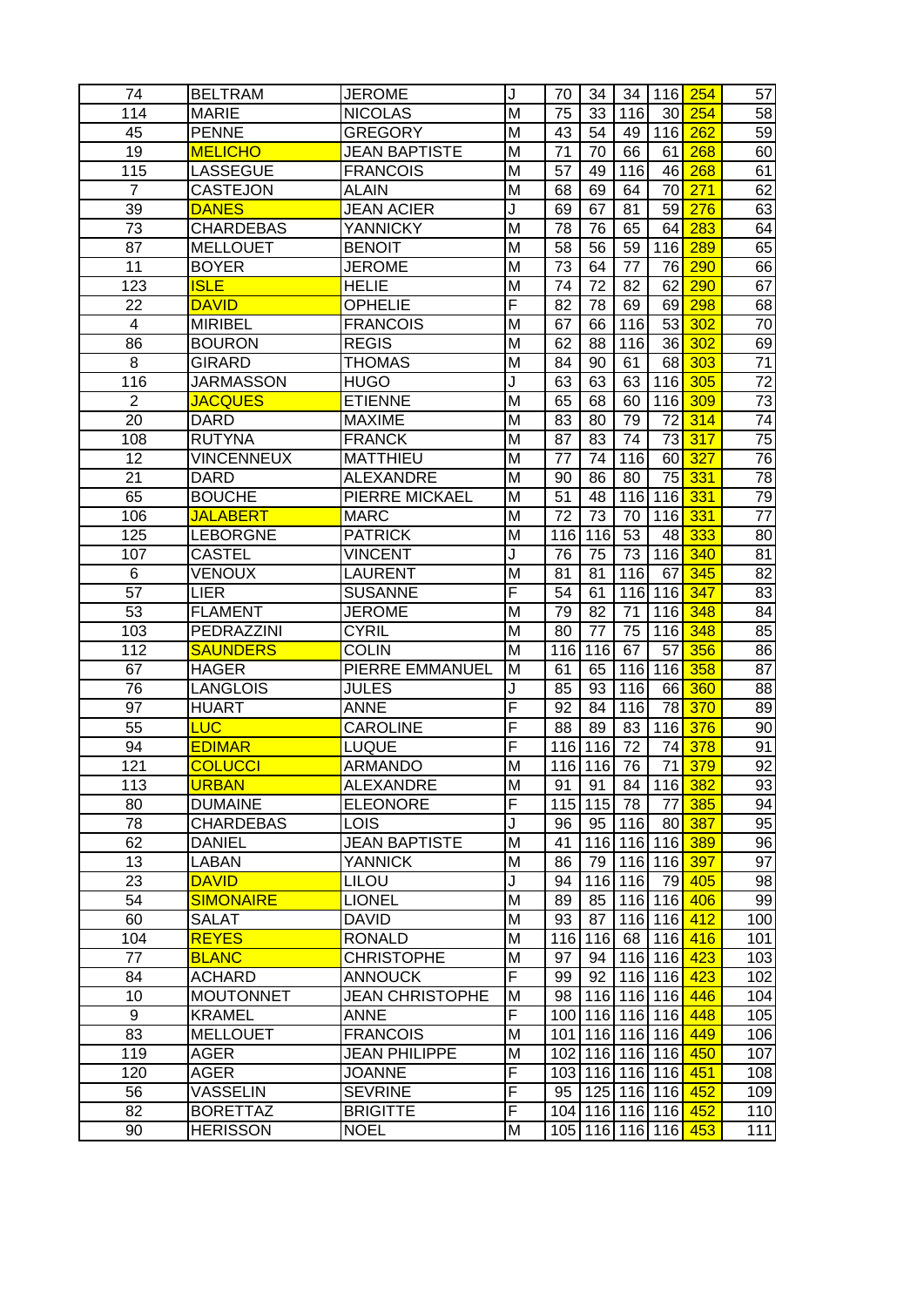| 74 | BELTRAM | JEROME | J | 70 | 34 | 34 | 116 | 254 | 57 |
|---|---|---|---|---|---|---|---|---|---|
| 114 | MARIE | NICOLAS | M | 75 | 33 | 116 | 30 | 254 | 58 |
| 45 | PENNE | GREGORY | M | 43 | 54 | 49 | 116 | 262 | 59 |
| 19 | MELICHO | JEAN BAPTISTE | M | 71 | 70 | 66 | 61 | 268 | 60 |
| 115 | LASSEGUE | FRANCOIS | M | 57 | 49 | 116 | 46 | 268 | 61 |
| 7 | CASTEJON | ALAIN | M | 68 | 69 | 64 | 70 | 271 | 62 |
| 39 | DANES | JEAN ACIER | J | 69 | 67 | 81 | 59 | 276 | 63 |
| 73 | CHARDEBAS | YANNICKY | M | 78 | 76 | 65 | 64 | 283 | 64 |
| 87 | MELLOUET | BENOIT | M | 58 | 56 | 59 | 116 | 289 | 65 |
| 11 | BOYER | JEROME | M | 73 | 64 | 77 | 76 | 290 | 66 |
| 123 | ISLE | HELIE | M | 74 | 72 | 82 | 62 | 290 | 67 |
| 22 | DAVID | OPHELIE | F | 82 | 78 | 69 | 69 | 298 | 68 |
| 4 | MIRIBEL | FRANCOIS | M | 67 | 66 | 116 | 53 | 302 | 70 |
| 86 | BOURON | REGIS | M | 62 | 88 | 116 | 36 | 302 | 69 |
| 8 | GIRARD | THOMAS | M | 84 | 90 | 61 | 68 | 303 | 71 |
| 116 | JARMASSON | HUGO | J | 63 | 63 | 63 | 116 | 305 | 72 |
| 2 | JACQUES | ETIENNE | M | 65 | 68 | 60 | 116 | 309 | 73 |
| 20 | DARD | MAXIME | M | 83 | 80 | 79 | 72 | 314 | 74 |
| 108 | RUTYNA | FRANCK | M | 87 | 83 | 74 | 73 | 317 | 75 |
| 12 | VINCENNEUX | MATTHIEU | M | 77 | 74 | 116 | 60 | 327 | 76 |
| 21 | DARD | ALEXANDRE | M | 90 | 86 | 80 | 75 | 331 | 78 |
| 65 | BOUCHE | PIERRE MICKAEL | M | 51 | 48 | 116 | 116 | 331 | 79 |
| 106 | JALABERT | MARC | M | 72 | 73 | 70 | 116 | 331 | 77 |
| 125 | LEBORGNE | PATRICK | M | 116 | 116 | 53 | 48 | 333 | 80 |
| 107 | CASTEL | VINCENT | J | 76 | 75 | 73 | 116 | 340 | 81 |
| 6 | VENOUX | LAURENT | M | 81 | 81 | 116 | 67 | 345 | 82 |
| 57 | LIER | SUSANNE | F | 54 | 61 | 116 | 116 | 347 | 83 |
| 53 | FLAMENT | JEROME | M | 79 | 82 | 71 | 116 | 348 | 84 |
| 103 | PEDRAZZINI | CYRIL | M | 80 | 77 | 75 | 116 | 348 | 85 |
| 112 | SAUNDERS | COLIN | M | 116 | 116 | 67 | 57 | 356 | 86 |
| 67 | HAGER | PIERRE EMMANUEL | M | 61 | 65 | 116 | 116 | 358 | 87 |
| 76 | LANGLOIS | JULES | J | 85 | 93 | 116 | 66 | 360 | 88 |
| 97 | HUART | ANNE | F | 92 | 84 | 116 | 78 | 370 | 89 |
| 55 | LUC | CAROLINE | F | 88 | 89 | 83 | 116 | 376 | 90 |
| 94 | EDIMAR | LUQUE | F | 116 | 116 | 72 | 74 | 378 | 91 |
| 121 | COLUCCI | ARMANDO | M | 116 | 116 | 76 | 71 | 379 | 92 |
| 113 | URBAN | ALEXANDRE | M | 91 | 91 | 84 | 116 | 382 | 93 |
| 80 | DUMAINE | ELEONORE | F | 115 | 115 | 78 | 77 | 385 | 94 |
| 78 | CHARDEBAS | LOIS | J | 96 | 95 | 116 | 80 | 387 | 95 |
| 62 | DANIEL | JEAN BAPTISTE | M | 41 | 116 | 116 | 116 | 389 | 96 |
| 13 | LABAN | YANNICK | M | 86 | 79 | 116 | 116 | 397 | 97 |
| 23 | DAVID | LILOU | J | 94 | 116 | 116 | 79 | 405 | 98 |
| 54 | SIMONAIRE | LIONEL | M | 89 | 85 | 116 | 116 | 406 | 99 |
| 60 | SALAT | DAVID | M | 93 | 87 | 116 | 116 | 412 | 100 |
| 104 | REYES | RONALD | M | 116 | 116 | 68 | 116 | 416 | 101 |
| 77 | BLANC | CHRISTOPHE | M | 97 | 94 | 116 | 116 | 423 | 103 |
| 84 | ACHARD | ANNOUCK | F | 99 | 92 | 116 | 116 | 423 | 102 |
| 10 | MOUTONNET | JEAN CHRISTOPHE | M | 98 | 116 | 116 | 116 | 446 | 104 |
| 9 | KRAMEL | ANNE | F | 100 | 116 | 116 | 116 | 448 | 105 |
| 83 | MELLOUET | FRANCOIS | M | 101 | 116 | 116 | 116 | 449 | 106 |
| 119 | AGER | JEAN PHILIPPE | M | 102 | 116 | 116 | 116 | 450 | 107 |
| 120 | AGER | JOANNE | F | 103 | 116 | 116 | 116 | 451 | 108 |
| 56 | VASSELIN | SEVRINE | F | 95 | 125 | 116 | 116 | 452 | 109 |
| 82 | BORETTAZ | BRIGITTE | F | 104 | 116 | 116 | 116 | 452 | 110 |
| 90 | HERISSON | NOEL | M | 105 | 116 | 116 | 116 | 453 | 111 |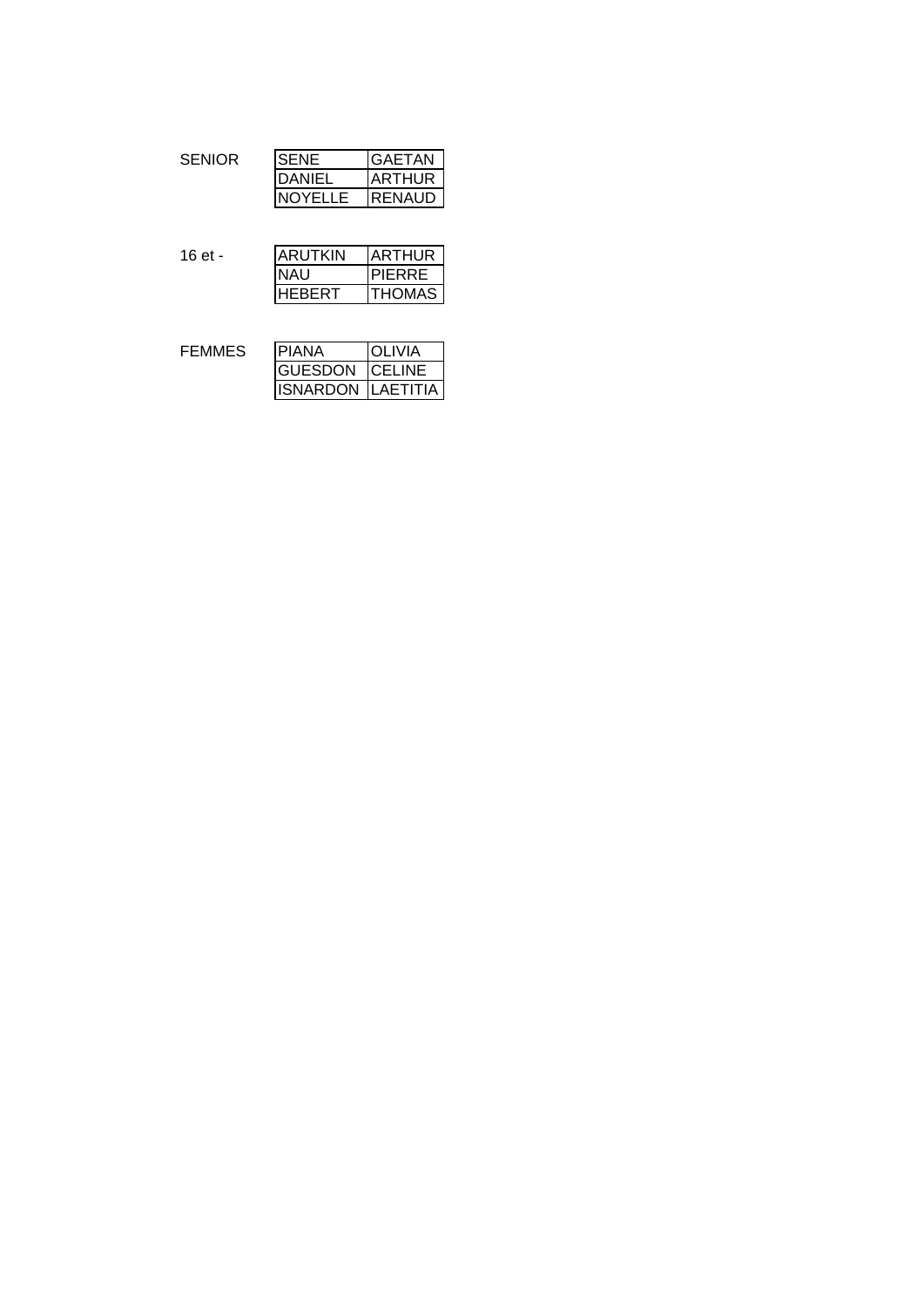SENIOR

| | |
|---|---|
| SENE | GAETAN |
| DANIEL | ARTHUR |
| NOYELLE | RENAUD |

16 et -

| | |
|---|---|
| ARUTKIN | ARTHUR |
| NAU | PIERRE |
| HEBERT | THOMAS |

FEMMES

| | |
|---|---|
| PIANA | OLIVIA |
| GUESDON | CELINE |
| ISNARDON | LAETITIA |